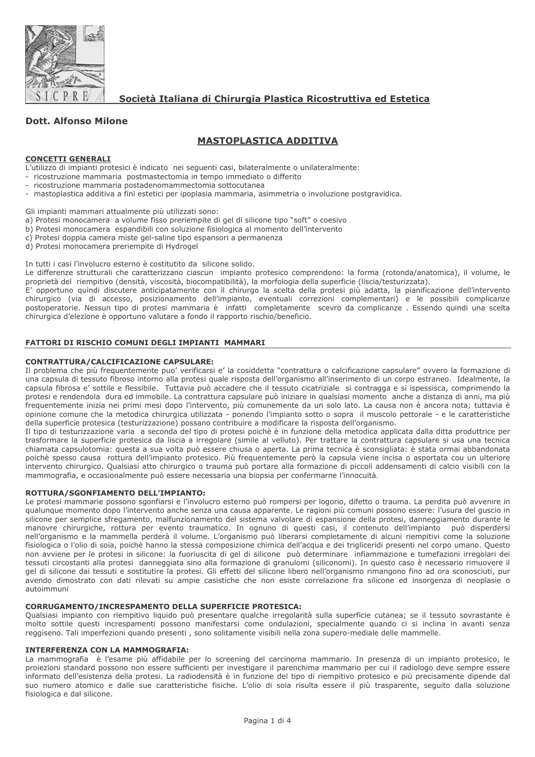**Società Italiana di Chirurgia Plastica Ricostruttiva ed Estetica**

**Dott. Alfonso Milone**

# MASTOPLASTICA ADDITIVA

## CONCETTI GENERALI

L'utilizzo di impianti protesici è indicato nei seguenti casi, bilateralmente o unilateralmente:

- ricostruzione mammaria postmastectomia in tempo immediato o differito
- ricostruzione mammaria postadenomammectomia sottocutanea
- mastoplastica additiva a fini estetici per ipoplasia mammaria, asimmetria o involuzione postgravidica.

Gli impianti mammari attualmente più utilizzati sono:

a) Protesi monocamera a volume fisso preriempite di gel di silicone tipo "soft" o coesivo
b) Protesi monocamera espandibili con soluzione fisiologica al momento dell'intervento
c) Protesi doppia camera miste gel-saline tipo espansori a permanenza
d) Protesi monocamera preriempite di Hydrogel

In tutti i casi l'involucro esterno è costitutito da silicone solido.
Le differenze strutturali che caratterizzano ciascun impianto protesico comprendono: la forma (rotonda/anatomica), il volume, le proprietà del riempitivo (densità, viscosità, biocompatibilità), la morfologia della superficie (liscia/testurizzata).
E' opportuno quindi discutere anticipatamente con il chirurgo la scelta della protesi più adatta, la pianificazione dell'intervento chirurgico (via di accesso, posizionamento dell'impianto, eventuali correzioni complementari) e le possibili complicanze postoperatorie. Nessun tipo di protesi mammaria è infatti completamente scevro da complicanze . Essendo quindi una scelta chirurgica d'elezione è opportuno valutare a fondo il rapporto rischio/beneficio.

## FATTORI DI RISCHIO COMUNI DEGLI IMPIANTI MAMMARI

### CONTRATTURA/CALCIFICAZIONE CAPSULARE:

Il problema che più frequentemente puo' verificarsi e' la cosiddetta "contrattura o calcificazione capsulare" ovvero la formazione di una capsula di tessuto fibroso intorno alla protesi quale risposta dell'organismo all'inserimento di un corpo estraneo. Idealmente, la capsula fibrosa e' sottile e flessibile. Tuttavia può accadere che il tessuto cicatriziale si contragga e si ispessisca, comprimendo la protesi e rendendola dura ed immobile. La contrattura capsulare può iniziare in qualsiasi momento anche a distanza di anni, ma più frequentemente inizia nei primi mesi dopo l'intervento, più comunemente da un solo lato. La causa non è ancora nota; tuttavia è opinione comune che la metodica chirurgica utilizzata - ponendo l'impianto sotto o sopra il muscolo pettorale - e le caratteristiche della superficie protesica (testurizzazione) possano contribuire a modificare la risposta dell'organismo.
Il tipo di testurizzazione varia a seconda del tipo di protesi poichè è in funzione della metodica applicata dalla ditta produttrice per trasformare la superficie protesica da liscia a irregolare (simile al velluto). Per trattare la contrattura capsulare si usa una tecnica chiamata capsulotomia: questa a sua volta può essere chiusa o aperta. La prima tecnica è sconsigliata: è stata ormai abbandonata poichè spesso causa rottura dell'impianto protesico. Più frequentemente però la capsula viene incisa o asportata cou un ulteriore intervento chirurgico. Qualsiasi atto chirurgico o trauma può portare alla formazione di piccoli addensamenti di calcio visibili con la mammografia, e occasionalmente può essere necessaria una biopsia per confermarne l'innocuità.

### ROTTURA/SGONFIAMENTO DELL'IMPIANTO:

Le protesi mammarie possono sgonfiarsi e l'involucro esterno può rompersi per logorio, difetto o trauma. La perdita può avvenire in qualunque momento dopo l'intervento anche senza una causa apparente. Le ragioni più comuni possono essere: l'usura del guscio in silicone per semplice sfregamento, malfunzionamento del sistema valvolare di espansione della protesi, danneggiamento durante le manovre chirurgiche, rottura per evento traumatico. In ognuno di questi casi, il contenuto dell'impianto può disperdersi nell'organismo e la mammella perderà il volume. L'organismo può liberarsi completamente di alcuni riempitivi come la soluzione fisiologica o l'olio di soia, poichè hanno la stessa composizione chimica dell'acqua e dei trigliceridi presenti nel corpo umano. Questo non avviene per le protesi in silicone: la fuoriuscita di gel di silicone può determinare infiammazione e tumefazioni irregolari dei tessuti circostanti alla protesi danneggiata sino alla formazione di granulomi (siliconomi). In questo caso è necessario rimuovere il gel di silicone dai tessuti e sostitutire la protesi. Gli effetti del silicone libero nell'organismo rimangono fino ad ora sconosciuti, pur avendo dimostrato con dati rilevati su ampie casistiche che non esiste correlazione fra silicone ed insorgenza di neoplasie o autoimmuni

### CORRUGAMENTO/INCRESPAMENTO DELLA SUPERFICIE PROTESICA:

Qualsiasi impianto con riempitivo liquido può presentare qualche irregolarità sulla superficie cutanea; se il tessuto sovrastante è molto sottile questi increspamenti possono manifestarsi come ondulazioni, specialmente quando ci si inclina in avanti senza reggiseno. Tali imperfezioni quando presenti , sono solitamente visibili nella zona supero-mediale delle mammelle.

### INTERFERENZA CON LA MAMMOGRAFIA:

La mammografia è l'esame più affidabile per lo screening del carcinoma mammario. In presenza di un impianto protesico, le proiezioni standard possono non essere sufficienti per investigare il parenchima mammario per cui il radiologo deve sempre essere informato dell'esistenza della protesi. La radiodensità è in funzione del tipo di riempitivo protesico e più precisamente dipende dal suo numero atomico e dalle sue caratteristiche fisiche. L'olio di soia risulta essere il più trasparente, seguito dalla soluzione fisiologica e dal silicone.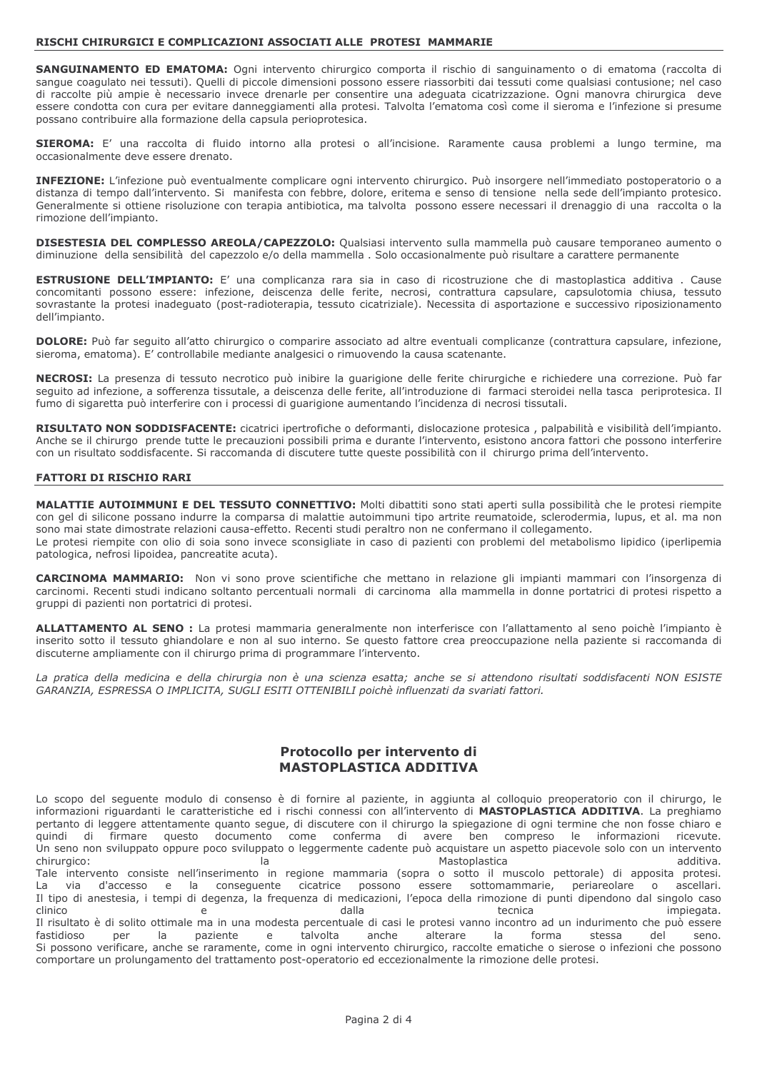## RISCHI CHIRURGICI E COMPLICAZIONI ASSOCIATI ALLE PROTESI MAMMARIE

**SANGUINAMENTO ED EMATOMA:** Ogni intervento chirurgico comporta il rischio di sanguinamento o di ematoma (raccolta di sangue coagulato nei tessuti). Quelli di piccole dimensioni possono essere riassorbiti dai tessuti come qualsiasi contusione; nel caso di raccolte più ampie è necessario invece drenarle per consentire una adeguata cicatrizzazione. Ogni manovra chirurgica deve essere condotta con cura per evitare danneggiamenti alla protesi. Talvolta l'ematoma così come il sieroma e l'infezione si presume possano contribuire alla formazione della capsula periprotesica.

**SIEROMA:** E' una raccolta di fluido intorno alla protesi o all'incisione. Raramente causa problemi a lungo termine, ma occasionalmente deve essere drenato.

**INFEZIONE:** L'infezione può eventualmente complicare ogni intervento chirurgico. Può insorgere nell'immediato postoperatorio o a distanza di tempo dall'intervento. Si manifesta con febbre, dolore, eritema e senso di tensione nella sede dell'impianto protesico. Generalmente si ottiene risoluzione con terapia antibiotica, ma talvolta possono essere necessari il drenaggio di una raccolta o la rimozione dell'impianto.

**DISESTESIA DEL COMPLESSO AREOLA/CAPEZZOLO:** Qualsiasi intervento sulla mammella può causare temporaneo aumento o diminuzione della sensibilità del capezzolo e/o della mammella . Solo occasionalmente può risultare a carattere permanente

**ESTRUSIONE DELL'IMPIANTO:** E' una complicanza rara sia in caso di ricostruzione che di mastoplastica additiva . Cause concomitanti possono essere: infezione, deiscenza delle ferite, necrosi, contrattura capsulare, capsulotomia chiusa, tessuto sovrastante la protesi inadeguato (post-radioterapia, tessuto cicatriziale). Necessita di asportazione e successivo riposizionamento dell'impianto.

**DOLORE:** Può far seguito all'atto chirurgico o comparire associato ad altre eventuali complicanze (contrattura capsulare, infezione, sieroma, ematoma). E' controllabile mediante analgesici o rimuovendo la causa scatenante.

**NECROSI:** La presenza di tessuto necrotico può inibire la guarigione delle ferite chirurgiche e richiedere una correzione. Può far seguito ad infezione, a sofferenza tissutale, a deiscenza delle ferite, all'introduzione di farmaci steroidei nella tasca periprotesica. Il fumo di sigaretta può interferire con i processi di guarigione aumentando l'incidenza di necrosi tissutali.

**RISULTATO NON SODDISFACENTE:** cicatrici ipertrofiche o deformanti, dislocazione protesica , palpabilità e visibilità dell'impianto. Anche se il chirurgo prende tutte le precauzioni possibili prima e durante l'intervento, esistono ancora fattori che possono interferire con un risultato soddisfacente. Si raccomanda di discutere tutte queste possibilità con il chirurgo prima dell'intervento.

## FATTORI DI RISCHIO RARI

**MALATTIE AUTOIMMUNI E DEL TESSUTO CONNETTIVO:** Molti dibattiti sono stati aperti sulla possibilità che le protesi riempite con gel di silicone possano indurre la comparsa di malattie autoimmuni tipo artrite reumatoide, sclerodermia, lupus, et al. ma non sono mai state dimostrate relazioni causa-effetto. Recenti studi peraltro non ne confermano il collegamento.
Le protesi riempite con olio di soia sono invece sconsigliate in caso di pazienti con problemi del metabolismo lipidico (iperlipemia patologica, nefrosi lipoidea, pancreatite acuta).

**CARCINOMA MAMMARIO:** Non vi sono prove scientifiche che mettano in relazione gli impianti mammari con l'insorgenza di carcinomi. Recenti studi indicano soltanto percentuali normali di carcinoma alla mammella in donne portatrici di protesi rispetto a gruppi di pazienti non portatrici di protesi.

**ALLATTAMENTO AL SENO :** La protesi mammaria generalmente non interferisce con l'allattamento al seno poichè l'impianto è inserito sotto il tessuto ghiandolare e non al suo interno. Se questo fattore crea preoccupazione nella paziente si raccomanda di discuterne ampliamente con il chirurgo prima di programmare l'intervento.

*La pratica della medicina e della chirurgia non è una scienza esatta; anche se si attendono risultati soddisfacenti NON ESISTE GARANZIA, ESPRESSA O IMPLICITA, SUGLI ESITI OTTENIBILI poichè influenzati da svariati fattori.*

## Protocollo per intervento di MASTOPLASTICA ADDITIVA

Lo scopo del seguente modulo di consenso è di fornire al paziente, in aggiunta al colloquio preoperatorio con il chirurgo, le informazioni riguardanti le caratteristiche ed i rischi connessi con all'intervento di **MASTOPLASTICA ADDITIVA**. La preghiamo pertanto di leggere attentamente quanto segue, di discutere con il chirurgo la spiegazione di ogni termine che non fosse chiaro e quindi di firmare questo documento come conferma di avere ben compreso le informazioni ricevute.
Un seno non sviluppato oppure poco sviluppato o leggermente cadente può acquistare un aspetto piacevole solo con un intervento chirurgico: la Mastoplastica additiva.
Tale intervento consiste nell'inserimento in regione mammaria (sopra o sotto il muscolo pettorale) di apposita protesi.
La via d'accesso e la conseguente cicatrice possono essere sottomammarie, periareolare o ascellari.
Il tipo di anestesia, i tempi di degenza, la frequenza di medicazioni, l'epoca della rimozione di punti dipendono dal singolo caso clinico e dalla tecnica impiegata.
Il risultato è di solito ottimale ma in una modesta percentuale di casi le protesi vanno incontro ad un indurimento che può essere fastidioso per la paziente e talvolta anche alterare la forma stessa del seno.
Si possono verificare, anche se raramente, come in ogni intervento chirurgico, raccolte ematiche o sierose o infezioni che possono comportare un prolungamento del trattamento post-operatorio ed eccezionalmente la rimozione delle protesi.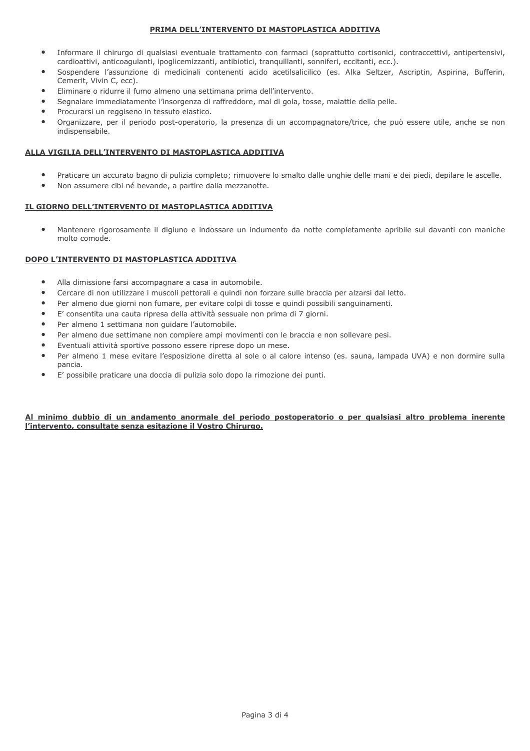## PRIMA DELL'INTERVENTO DI MASTOPLASTICA ADDITIVA

- Informare il chirurgo di qualsiasi eventuale trattamento con farmaci (soprattutto cortisonici, contraccettivi, antipertensivi, cardioattivi, anticoagulanti, ipoglicemizzanti, antibiotici, tranquillanti, sonniferi, eccitanti, ecc.).
- Sospendere l'assunzione di medicinali contenenti acido acetilsalicilico (es. Alka Seltzer, Ascriptin, Aspirina, Bufferin, Cemerit, Vivin C, ecc).
- Eliminare o ridurre il fumo almeno una settimana prima dell'intervento.
- Segnalare immediatamente l'insorgenza di raffreddore, mal di gola, tosse, malattie della pelle.
- Procurarsi un reggiseno in tessuto elastico.
- Organizzare, per il periodo post-operatorio, la presenza di un accompagnatore/trice, che può essere utile, anche se non indispensabile.

## ALLA VIGILIA DELL'INTERVENTO DI MASTOPLASTICA ADDITIVA

- Praticare un accurato bagno di pulizia completo; rimuovere lo smalto dalle unghie delle mani e dei piedi, depilare le ascelle.
- Non assumere cibi né bevande, a partire dalla mezzanotte.

## IL GIORNO DELL'INTERVENTO DI MASTOPLASTICA ADDITIVA

- Mantenere rigorosamente il digiuno e indossare un indumento da notte completamente apribile sul davanti con maniche molto comode.

## DOPO L'INTERVENTO DI MASTOPLASTICA ADDITIVA

- Alla dimissione farsi accompagnare a casa in automobile.
- Cercare di non utilizzare i muscoli pettorali e quindi non forzare sulle braccia per alzarsi dal letto.
- Per almeno due giorni non fumare, per evitare colpi di tosse e quindi possibili sanguinamenti.
- E' consentita una cauta ripresa della attività sessuale non prima di 7 giorni.
- Per almeno 1 settimana non guidare l'automobile.
- Per almeno due settimane non compiere ampi movimenti con le braccia e non sollevare pesi.
- Eventuali attività sportive possono essere riprese dopo un mese.
- Per almeno 1 mese evitare l'esposizione diretta al sole o al calore intenso (es. sauna, lampada UVA) e non dormire sulla pancia.
- E' possibile praticare una doccia di pulizia solo dopo la rimozione dei punti.

**Al minimo dubbio di un andamento anormale del periodo postoperatorio o per qualsiasi altro problema inerente l'intervento, consultate senza esitazione il Vostro Chirurgo.**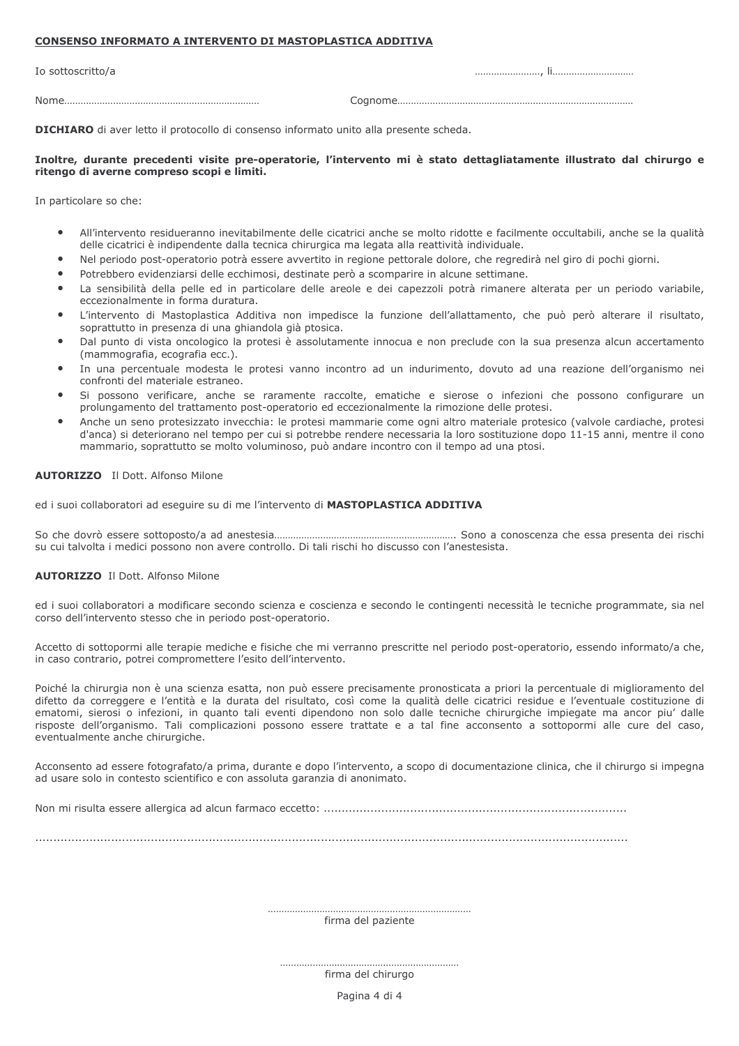**CONSENSO INFORMATO A INTERVENTO DI MASTOPLASTICA ADDITIVA**

Io sottoscritto/a ……………………, li…………………………

Nome……………………………………………………………… Cognome……………………………………………………………………………

**DICHIARO** di aver letto il protocollo di consenso informato unito alla presente scheda.

**Inoltre, durante precedenti visite pre-operatorie, l'intervento mi è stato dettagliatamente illustrato dal chirurgo e ritengo di averne compreso scopi e limiti.**

In particolare so che:

- All'intervento residueranno inevitabilmente delle cicatrici anche se molto ridotte e facilmente occultabili, anche se la qualità delle cicatrici è indipendente dalla tecnica chirurgica ma legata alla reattività individuale.
- Nel periodo post-operatorio potrà essere avvertito in regione pettorale dolore, che regredirà nel giro di pochi giorni.
- Potrebbero evidenziarsi delle ecchimosi, destinate però a scomparire in alcune settimane.
- La sensibilità della pelle ed in particolare delle areole e dei capezzoli potrà rimanere alterata per un periodo variabile, eccezionalmente in forma duratura.
- L'intervento di Mastoplastica Additiva non impedisce la funzione dell'allattamento, che può però alterare il risultato, soprattutto in presenza di una ghiandola già ptosica.
- Dal punto di vista oncologico la protesi è assolutamente innocua e non preclude con la sua presenza alcun accertamento (mammografia, ecografia ecc.).
- In una percentuale modesta le protesi vanno incontro ad un indurimento, dovuto ad una reazione dell'organismo nei confronti del materiale estraneo.
- Si possono verificare, anche se raramente raccolte, ematiche e sierose o infezioni che possono configurare un prolungamento del trattamento post-operatorio ed eccezionalmente la rimozione delle protesi.
- Anche un seno protesizzato invecchia: le protesi mammarie come ogni altro materiale protesico (valvole cardiache, protesi d'anca) si deteriorano nel tempo per cui si potrebbe rendere necessaria la loro sostituzione dopo 11-15 anni, mentre il cono mammario, soprattutto se molto voluminoso, può andare incontro con il tempo ad una ptosi.

**AUTORIZZO** Il Dott. Alfonso Milone

ed i suoi collaboratori ad eseguire su di me l'intervento di **MASTOPLASTICA ADDITIVA**

So che dovrò essere sottoposto/a ad anestesia………………………………………………………… Sono a conoscenza che essa presenta dei rischi su cui talvolta i medici possono non avere controllo. Di tali rischi ho discusso con l'anestesista.

**AUTORIZZO** Il Dott. Alfonso Milone

ed i suoi collaboratori a modificare secondo scienza e coscienza e secondo le contingenti necessità le tecniche programmate, sia nel corso dell'intervento stesso che in periodo post-operatorio.

Accetto di sottopormi alle terapie mediche e fisiche che mi verranno prescritte nel periodo post-operatorio, essendo informato/a che, in caso contrario, potrei compromettere l'esito dell'intervento.

Poiché la chirurgia non è una scienza esatta, non può essere precisamente pronosticata a priori la percentuale di miglioramento del difetto da correggere e l'entità e la durata del risultato, così come la qualità delle cicatrici residue e l'eventuale costituzione di ematomi, sierosi o infezioni, in quanto tali eventi dipendono non solo dalle tecniche chirurgiche impiegate ma ancor piu' dalle risposte dell'organismo. Tali complicazioni possono essere trattate e a tal fine acconsento a sottopormi alle cure del caso, eventualmente anche chirurgiche.

Acconsento ad essere fotografato/a prima, durante e dopo l'intervento, a scopo di documentazione clinica, che il chirurgo si impegna ad usare solo in contesto scientifico e con assoluta garanzia di anonimato.

Non mi risulta essere allergica ad alcun farmaco eccetto: ....................................................................................

.........................................................................................................................................................

…………………………………………………………………
firma del paziente

…………………………………………………………
firma del chirurgo